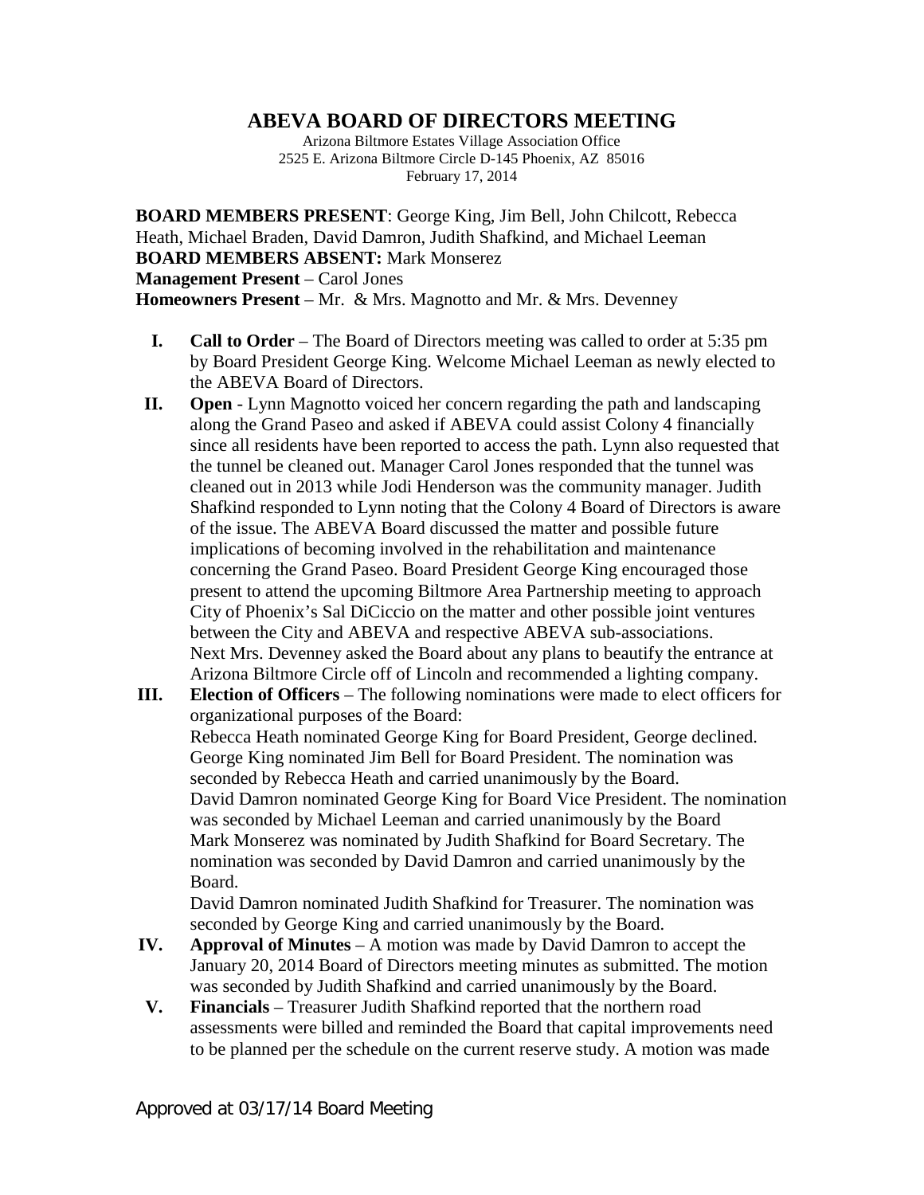# ABEVA BOARD OF DIRECTORS MEETING

Arizona Biltmore Estates Village Association Office
2525 E. Arizona Biltmore Circle D-145 Phoenix, AZ 85016
February 17, 2014

**BOARD MEMBERS PRESENT**: George King, Jim Bell, John Chilcott, Rebecca Heath, Michael Braden, David Damron, Judith Shafkind, and Michael Leeman
**BOARD MEMBERS ABSENT:** Mark Monserez
**Management Present** – Carol Jones
**Homeowners Present** – Mr. & Mrs. Magnotto and Mr. & Mrs. Devenney

**I. Call to Order** – The Board of Directors meeting was called to order at 5:35 pm by Board President George King. Welcome Michael Leeman as newly elected to the ABEVA Board of Directors.

**II. Open** - Lynn Magnotto voiced her concern regarding the path and landscaping along the Grand Paseo and asked if ABEVA could assist Colony 4 financially since all residents have been reported to access the path. Lynn also requested that the tunnel be cleaned out. Manager Carol Jones responded that the tunnel was cleaned out in 2013 while Jodi Henderson was the community manager. Judith Shafkind responded to Lynn noting that the Colony 4 Board of Directors is aware of the issue. The ABEVA Board discussed the matter and possible future implications of becoming involved in the rehabilitation and maintenance concerning the Grand Paseo. Board President George King encouraged those present to attend the upcoming Biltmore Area Partnership meeting to approach City of Phoenix's Sal DiCiccio on the matter and other possible joint ventures between the City and ABEVA and respective ABEVA sub-associations.
Next Mrs. Devenney asked the Board about any plans to beautify the entrance at Arizona Biltmore Circle off of Lincoln and recommended a lighting company.

**III. Election of Officers** – The following nominations were made to elect officers for organizational purposes of the Board:
Rebecca Heath nominated George King for Board President, George declined.
George King nominated Jim Bell for Board President. The nomination was seconded by Rebecca Heath and carried unanimously by the Board.
David Damron nominated George King for Board Vice President. The nomination was seconded by Michael Leeman and carried unanimously by the Board
Mark Monserez was nominated by Judith Shafkind for Board Secretary. The nomination was seconded by David Damron and carried unanimously by the Board.
David Damron nominated Judith Shafkind for Treasurer. The nomination was seconded by George King and carried unanimously by the Board.

**IV. Approval of Minutes** – A motion was made by David Damron to accept the January 20, 2014 Board of Directors meeting minutes as submitted. The motion was seconded by Judith Shafkind and carried unanimously by the Board.

**V. Financials** – Treasurer Judith Shafkind reported that the northern road assessments were billed and reminded the Board that capital improvements need to be planned per the schedule on the current reserve study. A motion was made

Approved at 03/17/14 Board Meeting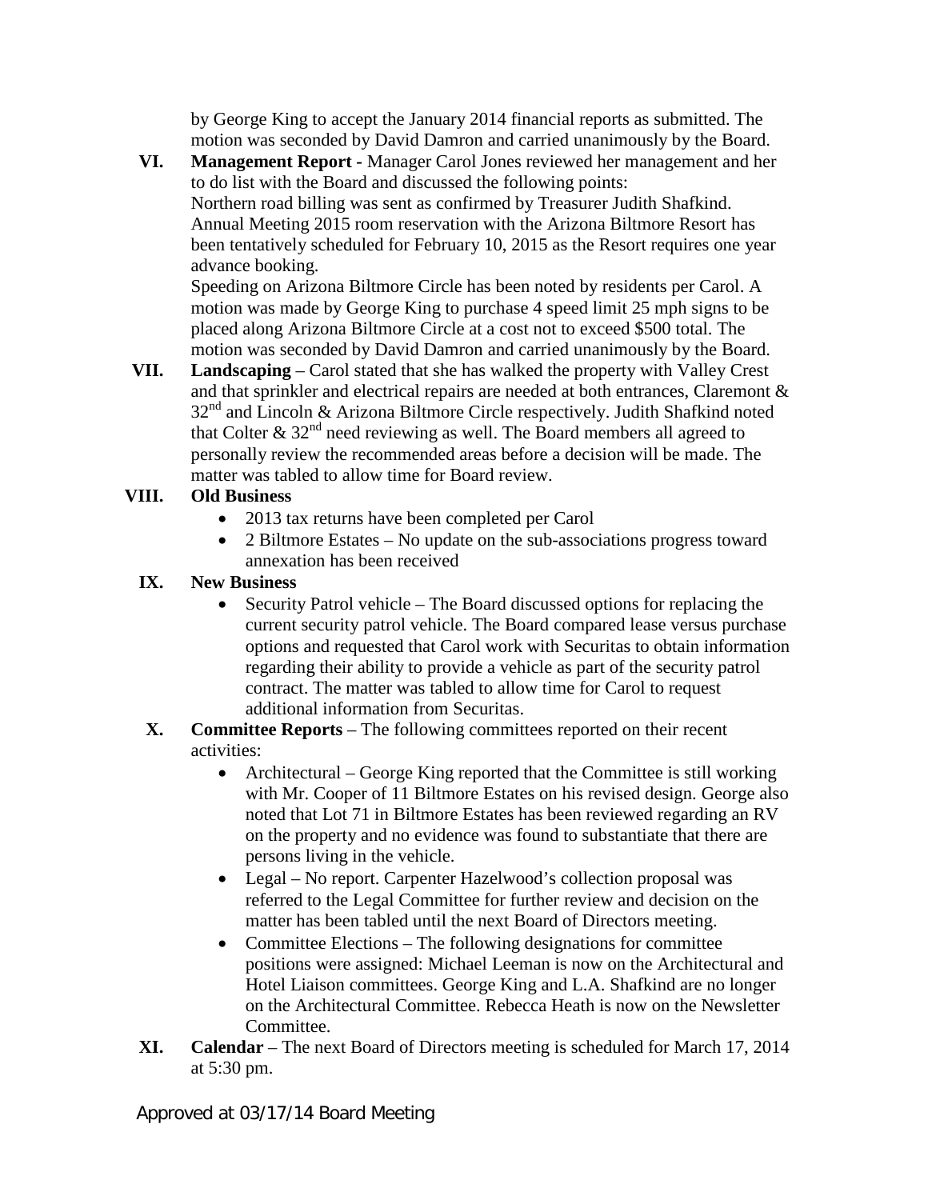by George King to accept the January 2014 financial reports as submitted. The motion was seconded by David Damron and carried unanimously by the Board.

**VI. Management Report -** Manager Carol Jones reviewed her management and her to do list with the Board and discussed the following points:

Northern road billing was sent as confirmed by Treasurer Judith Shafkind.

Annual Meeting 2015 room reservation with the Arizona Biltmore Resort has been tentatively scheduled for February 10, 2015 as the Resort requires one year advance booking.

Speeding on Arizona Biltmore Circle has been noted by residents per Carol. A motion was made by George King to purchase 4 speed limit 25 mph signs to be placed along Arizona Biltmore Circle at a cost not to exceed $500 total. The motion was seconded by David Damron and carried unanimously by the Board.

**VII. Landscaping** – Carol stated that she has walked the property with Valley Crest and that sprinkler and electrical repairs are needed at both entrances, Claremont & 32nd and Lincoln & Arizona Biltmore Circle respectively. Judith Shafkind noted that Colter & 32nd need reviewing as well. The Board members all agreed to personally review the recommended areas before a decision will be made. The matter was tabled to allow time for Board review.

**VIII. Old Business**

- 2013 tax returns have been completed per Carol
- 2 Biltmore Estates – No update on the sub-associations progress toward annexation has been received

**IX. New Business**

- Security Patrol vehicle – The Board discussed options for replacing the current security patrol vehicle. The Board compared lease versus purchase options and requested that Carol work with Securitas to obtain information regarding their ability to provide a vehicle as part of the security patrol contract. The matter was tabled to allow time for Carol to request additional information from Securitas.

**X. Committee Reports** – The following committees reported on their recent activities:

- Architectural – George King reported that the Committee is still working with Mr. Cooper of 11 Biltmore Estates on his revised design. George also noted that Lot 71 in Biltmore Estates has been reviewed regarding an RV on the property and no evidence was found to substantiate that there are persons living in the vehicle.
- Legal – No report. Carpenter Hazelwood's collection proposal was referred to the Legal Committee for further review and decision on the matter has been tabled until the next Board of Directors meeting.
- Committee Elections – The following designations for committee positions were assigned: Michael Leeman is now on the Architectural and Hotel Liaison committees. George King and L.A. Shafkind are no longer on the Architectural Committee. Rebecca Heath is now on the Newsletter Committee.

**XI. Calendar** – The next Board of Directors meeting is scheduled for March 17, 2014 at 5:30 pm.

Approved at 03/17/14 Board Meeting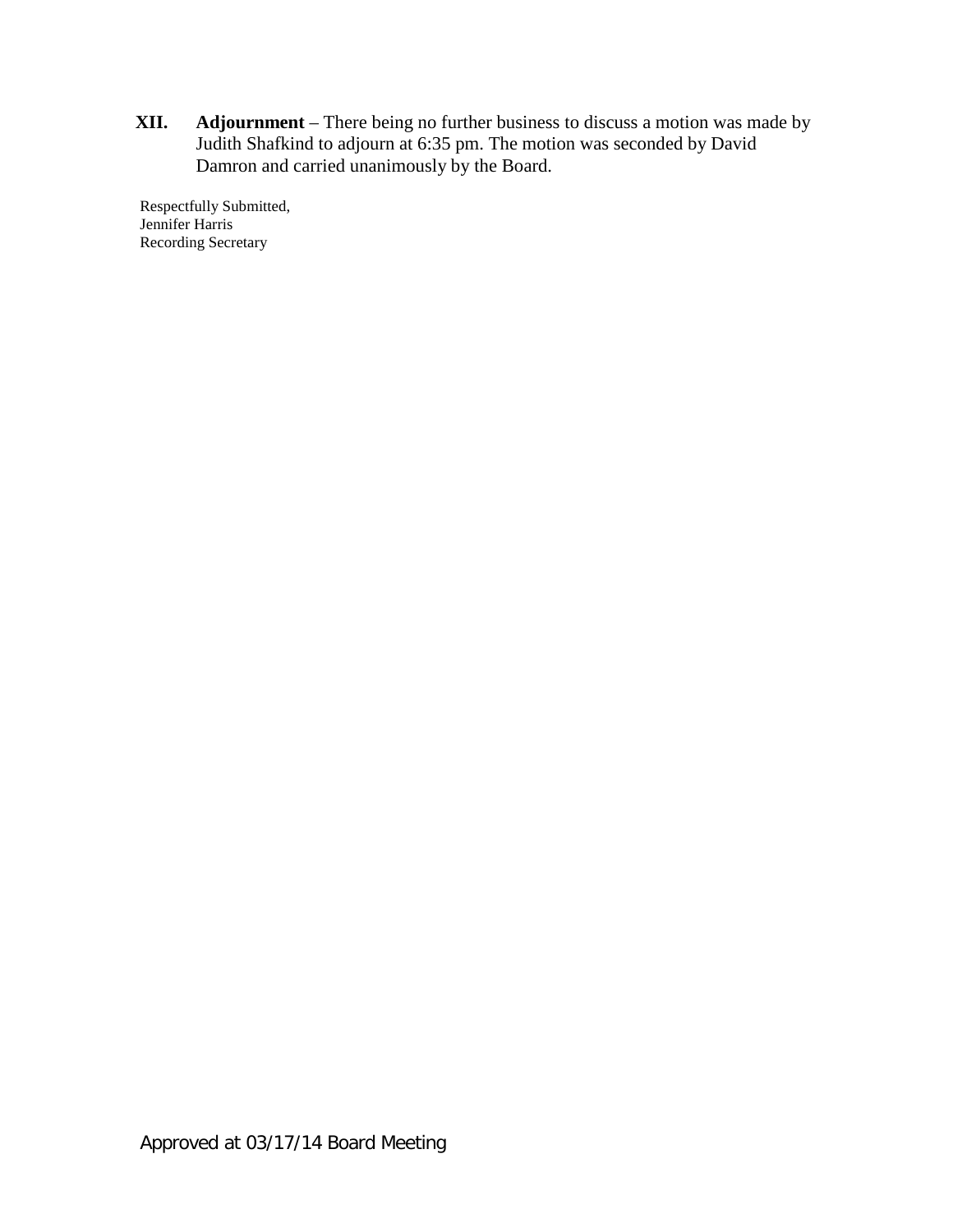**XII. Adjournment** – There being no further business to discuss a motion was made by Judith Shafkind to adjourn at 6:35 pm. The motion was seconded by David Damron and carried unanimously by the Board.

Respectfully Submitted,
Jennifer Harris
Recording Secretary

Approved at 03/17/14 Board Meeting